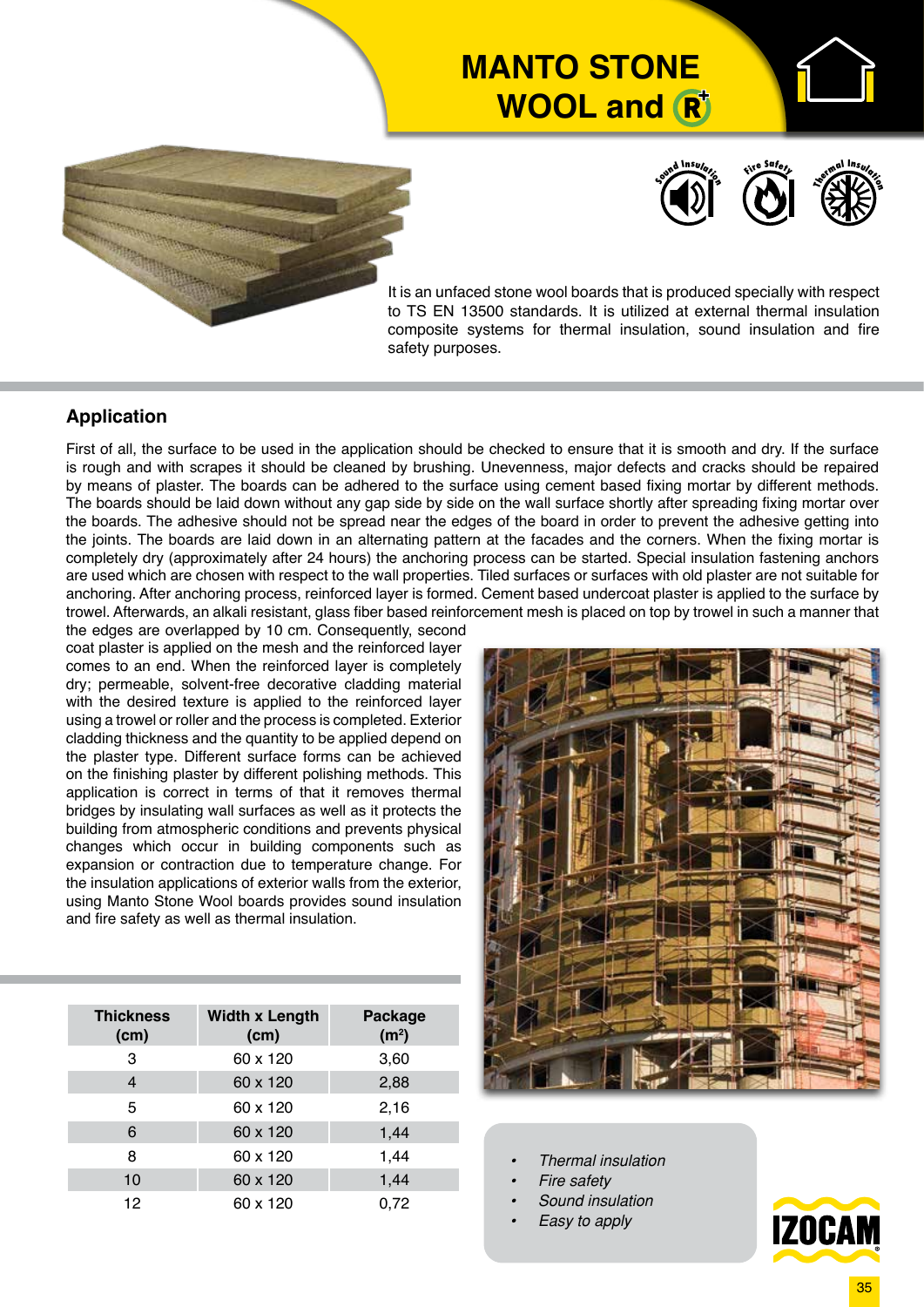# MANTO STONE WOOL and R+

Sound Insulation · Fire Safety · Thermal Insulation

It is an unfaced stone wool boards that is produced specially with respect to TS EN 13500 standards. It is utilized at external thermal insulation composite systems for thermal insulation, sound insulation and fire safety purposes.

## Application

First of all, the surface to be used in the application should be checked to ensure that it is smooth and dry. If the surface is rough and with scrapes it should be cleaned by brushing. Unevenness, major defects and cracks should be repaired by means of plaster. The boards can be adhered to the surface using cement based fixing mortar by different methods. The boards should be laid down without any gap side by side on the wall surface shortly after spreading fixing mortar over the boards. The adhesive should not be spread near the edges of the board in order to prevent the adhesive getting into the joints. The boards are laid down in an alternating pattern at the facades and the corners. When the fixing mortar is completely dry (approximately after 24 hours) the anchoring process can be started. Special insulation fastening anchors are used which are chosen with respect to the wall properties. Tiled surfaces or surfaces with old plaster are not suitable for anchoring. After anchoring process, reinforced layer is formed. Cement based undercoat plaster is applied to the surface by trowel. Afterwards, an alkali resistant, glass fiber based reinforcement mesh is placed on top by trowel in such a manner that the edges are overlapped by 10 cm. Consequently, second coat plaster is applied on the mesh and the reinforced layer comes to an end. When the reinforced layer is completely dry; permeable, solvent-free decorative cladding material with the desired texture is applied to the reinforced layer using a trowel or roller and the process is completed. Exterior cladding thickness and the quantity to be applied depend on the plaster type. Different surface forms can be achieved on the finishing plaster by different polishing methods. This application is correct in terms of that it removes thermal bridges by insulating wall surfaces as well as it protects the building from atmospheric conditions and prevents physical changes which occur in building components such as expansion or contraction due to temperature change. For the insulation applications of exterior walls from the exterior, using Manto Stone Wool boards provides sound insulation and fire safety as well as thermal insulation.

| Thickness (cm) | Width x Length (cm) | Package ($m^2$) |
|---|---|---|
| 3 | 60 x 120 | 3,60 |
| 4 | 60 x 120 | 2,88 |
| 5 | 60 x 120 | 2,16 |
| 6 | 60 x 120 | 1,44 |
| 8 | 60 x 120 | 1,44 |
| 10 | 60 x 120 | 1,44 |
| 12 | 60 x 120 | 0,72 |

- *Thermal insulation*
- *Fire safety*
- *Sound insulation*
- *Easy to apply*

IZOCAM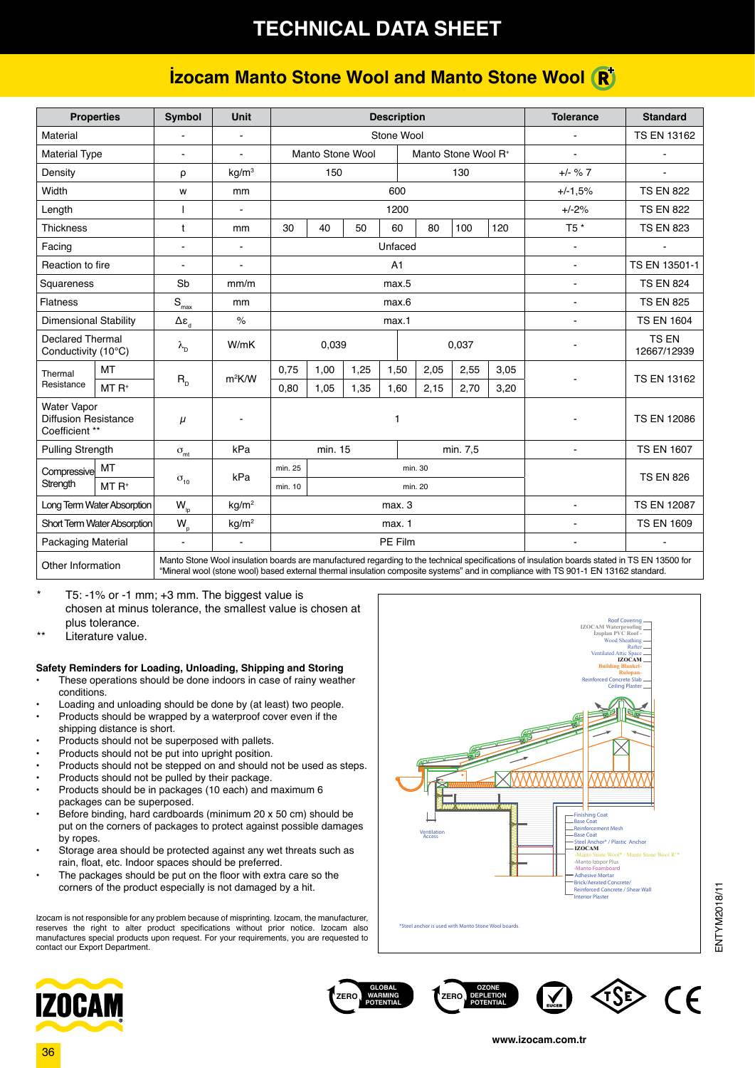# TECHNICAL DATA SHEET

## İzocam Manto Stone Wool and Manto Stone Wool R+

| Properties | | Symbol | Unit | Description | | | | | | | Tolerance | Standard |
|---|---|---|---|---|---|---|---|---|---|---|---|---|
| Material | | - | - | Stone Wool | | | | | | | - | TS EN 13162 |
| Material Type | | - | - | Manto Stone Wool | | | Manto Stone Wool R+ | | | | - | - |
| Density | | ρ | kg/m³ | 150 | | | 130 | | | | +/- % 7 | - |
| Width | | w | mm | 600 | | | | | | | +/-1,5% | TS EN 822 |
| Length | | l | - | 1200 | | | | | | | +/-2% | TS EN 822 |
| Thickness | | t | mm | 30 | 40 | 50 | 60 | 80 | 100 | 120 | T5 * | TS EN 823 |
| Facing | | - | - | Unfaced | | | | | | | - | - |
| Reaction to fire | | - | - | A1 | | | | | | | - | TS EN 13501-1 |
| Squareness | | Sb | mm/m | max.5 | | | | | | | - | TS EN 824 |
| Flatness | | $S_{max}$ | mm | max.6 | | | | | | | - | TS EN 825 |
| Dimensional Stability | | $\Delta\varepsilon_d$ | % | max.1 | | | | | | | - | TS EN 1604 |
| Declared Thermal Conductivity (10°C) | | $\lambda_D$ | W/mK | 0,039 | | | 0,037 | | | | - | TS EN 12667/12939 |
| Thermal Resistance | MT | $R_D$ | m²K/W | 0,75 | 1,00 | 1,25 | 1,50 | 2,05 | 2,55 | 3,05 | - | TS EN 13162 |
| | MT R+ | | | 0,80 | 1,05 | 1,35 | 1,60 | 2,15 | 2,70 | 3,20 | | |
| Water Vapor Diffusion Resistance Coefficient ** | | $\mu$ | - | 1 | | | | | | | - | TS EN 12086 |
| Pulling Strength | | $\sigma_{mt}$ | kPa | min. 15 | | | min. 7,5 | | | | - | TS EN 1607 |
| Compressive Strength | MT | $\sigma_{10}$ | kPa | min. 25 | min. 30 | | | | | | | TS EN 826 |
| | MT R+ | | | min. 10 | min. 20 | | | | | | | |
| Long Term Water Absorption | | $W_{lp}$ | kg/m² | max. 3 | | | | | | | - | TS EN 12087 |
| Short Term Water Absorption | | $W_p$ | kg/m² | max. 1 | | | | | | | - | TS EN 1609 |
| Packaging Material | | - | - | PE Film | | | | | | | - | - |
| Other Information | | Manto Stone Wool insulation boards are manufactured regarding to the technical specifications of insulation boards stated in TS EN 13500 for "Mineral wool (stone wool) based external thermal insulation composite systems" and in compliance with TS 901-1 EN 13162 standard. | | | | | | | | | | |

\* T5: -1% or -1 mm; +3 mm. The biggest value is chosen at minus tolerance, the smallest value is chosen at plus tolerance.

\** Literature value.

**Safety Reminders for Loading, Unloading, Shipping and Storing**

- These operations should be done indoors in case of rainy weather conditions.
- Loading and unloading should be done by (at least) two people.
- Products should be wrapped by a waterproof cover even if the shipping distance is short.
- Products should not be superposed with pallets.
- Products should not be put into upright position.
- Products should not be stepped on and should not be used as steps.
- Products should not be pulled by their package.
- Products should be in packages (10 each) and maximum 6 packages can be superposed.
- Before binding, hard cardboards (minimum 20 x 50 cm) should be put on the corners of packages to protect against possible damages by ropes.
- Storage area should be protected against any wet threats such as rain, float, etc. Indoor spaces should be preferred.
- The packages should be put on the floor with extra care so the corners of the product especially is not damaged by a hit.

Roof Covering
IZOCAM Waterproofing
İzoplan PVC Roof -
Wood Sheathing
Rafter
Ventilated Attic Space
IZOCAM
Building Blanket-
Rulopan-
Reinforced Concrete Slab
Ceiling Plaster

Ventilation Access

Finishing Coat
Base Coat
Reinforcement Mesh
Base Coat
Steel Anchor* / Plastic Anchor
IZOCAM
-Manto Stone Wool* / Manto Stone Wool R+*
-Manto Izopor Plus
-Manto Foamboard
Adhesive Mortar
Brick/Aerated Concrete/
Reinforced Concrete / Shear Wall
Interior Plaster

*Steel anchor is used with Manto Stone Wool boards.

Izocam is not responsible for any problem because of misprinting. Izocam, the manufacturer, reserves the right to alter product specifications without prior notice. Izocam also manufactures special products upon request. For your requirements, you are requested to contact our Export Department.

ENTYM2018/11

ZERO GLOBAL WARMING POTENTIAL

ZERO OZONE DEPLETION POTENTIAL

www.izocam.com.tr